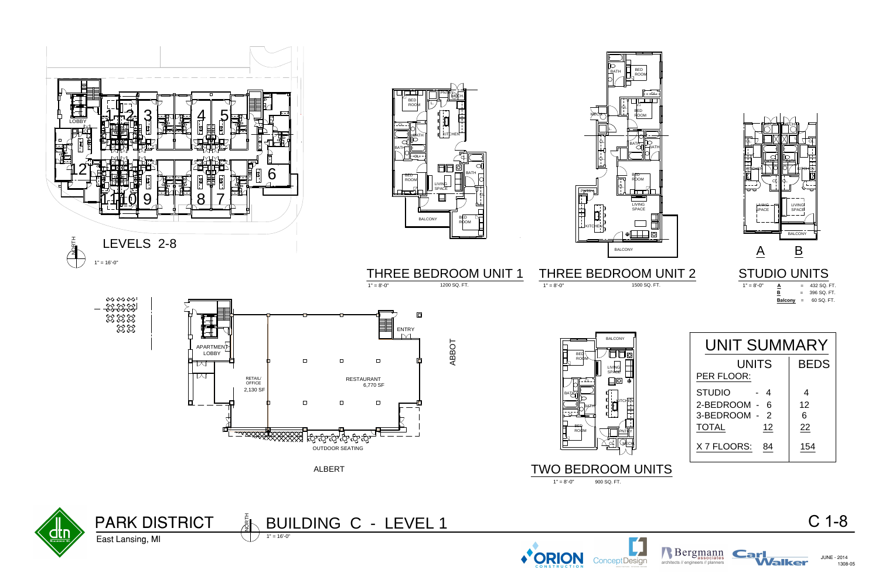# LEVELS 2-8

1" = 16'-0"

## THREE BEDROOM UNIT 1

1" = 8'-0" 1200 SQ. FT.

## THREE BEDROOM UNIT 2

1" = 8'-0" 1500 SQ. FT.

## STUDIO UNITS

1" = 8'-0"

**A** = 432 SQ. FT.
**B** = 396 SQ. FT.
**Balcony** = 60 SQ. FT.

## TWO BEDROOM UNITS

1" = 8'-0" 900 SQ. FT.

## UNIT SUMMARY

| UNITS PER FLOOR: | | BEDS |
|---|---|---|
| STUDIO | 4 | 4 |
| 2-BEDROOM | 6 | 12 |
| 3-BEDROOM | 2 | 6 |
| TOTAL | 12 | 22 |
| X 7 FLOORS: | 84 | 154 |

APARTMENT LOBBY

RETAIL/ OFFICE 2,130 SF

RESTAURANT 6,770 SF

ENTRY

OUTDOOR SEATING

ABBOT

ALBERT

# PARK DISTRICT

East Lansing, MI

# BUILDING C - LEVEL 1

1" = 16'-0"

C 1-8

JUNE - 2014
1308-05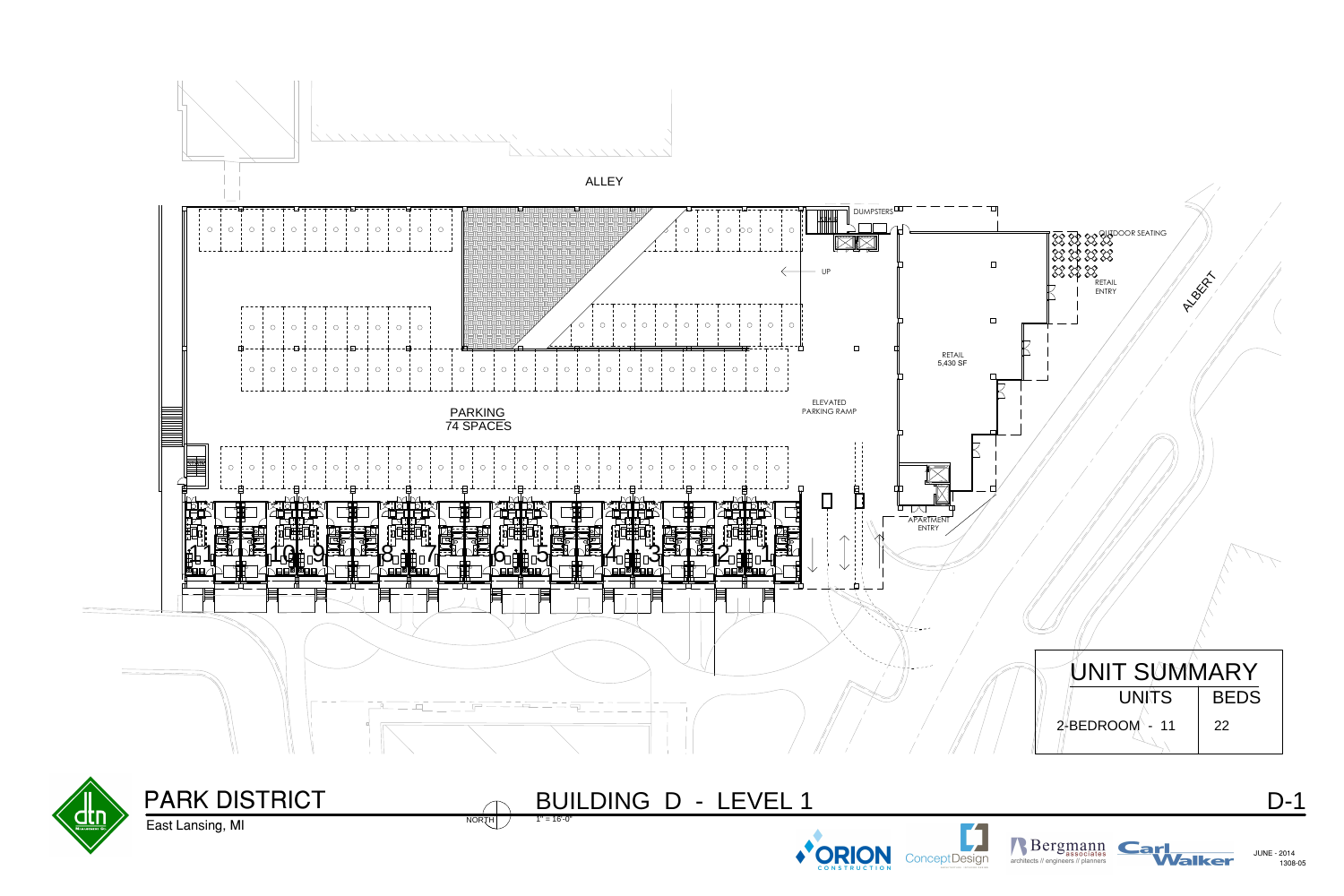ALLEY

DUMPSTERS

OUTDOOR SEATING

RETAIL ENTRY

ALBERT

UP

RETAIL
5,430 SF

ELEVATED PARKING RAMP

PARKING
74 SPACES

APARTMENT ENTRY

11 10 9 8 7 6 5 4 3 2 1

| UNIT SUMMARY | |
|---|---|
| UNITS | BEDS |
| 2-BEDROOM - 11 | 22 |

# PARK DISTRICT

East Lansing, MI

NORTH

1" = 16'-0"

## BUILDING D - LEVEL 1

D-1

ORION CONSTRUCTION

ConceptDesign

Bergmann associates
architects // engineers // planners

Carl Walker

JUNE - 2014
1308-05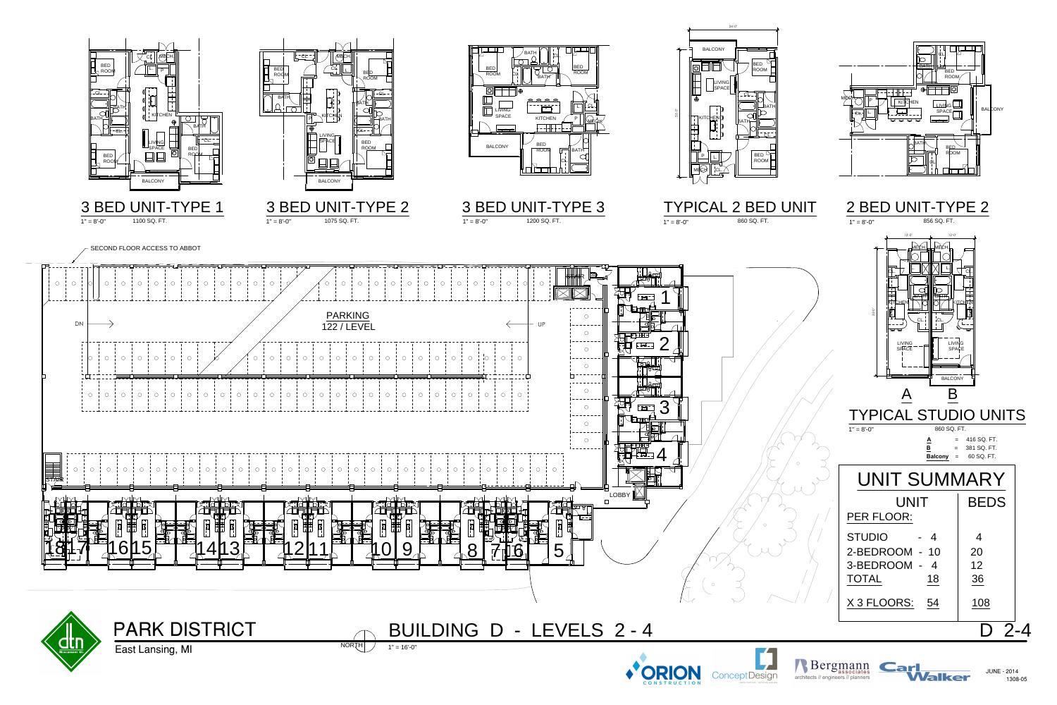# PARK DISTRICT

East Lansing, MI

## BUILDING D - LEVELS 2 - 4

1" = 16'-0"

D 2-4

### 3 BED UNIT-TYPE 1

1" = 8'-0" — 1100 SQ. FT.

### 3 BED UNIT-TYPE 2

1" = 8'-0" — 1075 SQ. FT.

### 3 BED UNIT-TYPE 3

1" = 8'-0" — 1200 SQ. FT.

### TYPICAL 2 BED UNIT

1" = 8'-0" — 860 SQ. FT.

### 2 BED UNIT-TYPE 2

1" = 8'-0" — 856 SQ. FT.

### TYPICAL STUDIO UNITS

1" = 8'-0" — 860 SQ. FT.

A = 416 SQ. FT.
B = 381 SQ. FT.
Balcony = 60 SQ. FT.

SECOND FLOOR ACCESS TO ABBOT

PARKING 122 / LEVEL

### UNIT SUMMARY

| UNIT PER FLOOR: | | BEDS |
|---|---|---|
| STUDIO | 4 | 4 |
| 2-BEDROOM | 10 | 20 |
| 3-BEDROOM | 4 | 12 |
| TOTAL | 18 | 36 |
| X 3 FLOORS: | 54 | 108 |

ORION CONSTRUCTION | Concept Design | Bergmann associates architects // engineers // planners | Carl Walker

JUNE - 2014
1308-05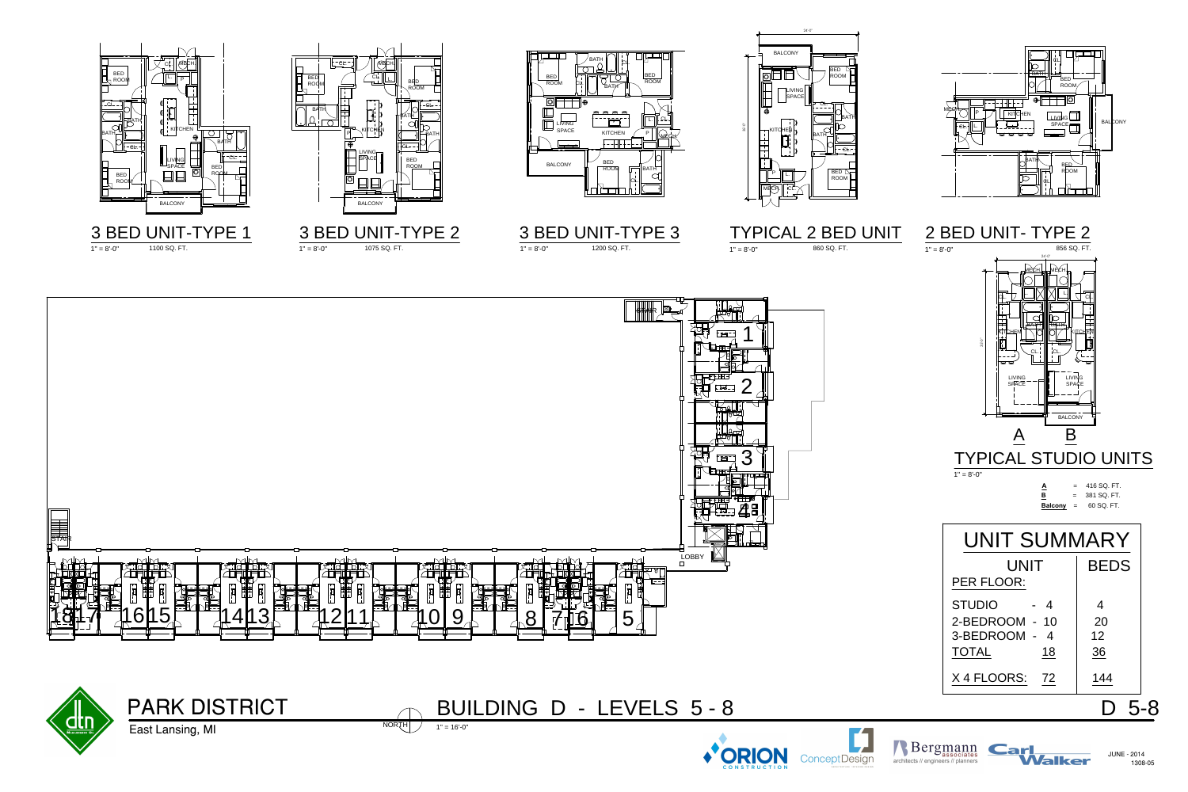## 3 BED UNIT-TYPE 1

1" = 8'-0" 1100 SQ. FT.

## 3 BED UNIT-TYPE 2

1" = 8'-0" 1075 SQ. FT.

## 3 BED UNIT-TYPE 3

1" = 8'-0" 1200 SQ. FT.

## TYPICAL 2 BED UNIT

1" = 8'-0" 860 SQ. FT.

## 2 BED UNIT- TYPE 2

1" = 8'-0" 856 SQ. FT.

## TYPICAL STUDIO UNITS

1" = 8'-0"

A = 416 SQ. FT.
B = 381 SQ. FT.
Balcony = 60 SQ. FT.

## UNIT SUMMARY

| UNIT PER FLOOR: | | BEDS |
|---|---|---|
| STUDIO | - 4 | 4 |
| 2-BEDROOM | - 10 | 20 |
| 3-BEDROOM | - 4 | 12 |
| TOTAL | 18 | 36 |
| X 4 FLOORS: | 72 | 144 |

# PARK DISTRICT

East Lansing, MI

## BUILDING D - LEVELS 5 - 8

1" = 16'-0"

D 5-8

JUNE - 2014
1308-05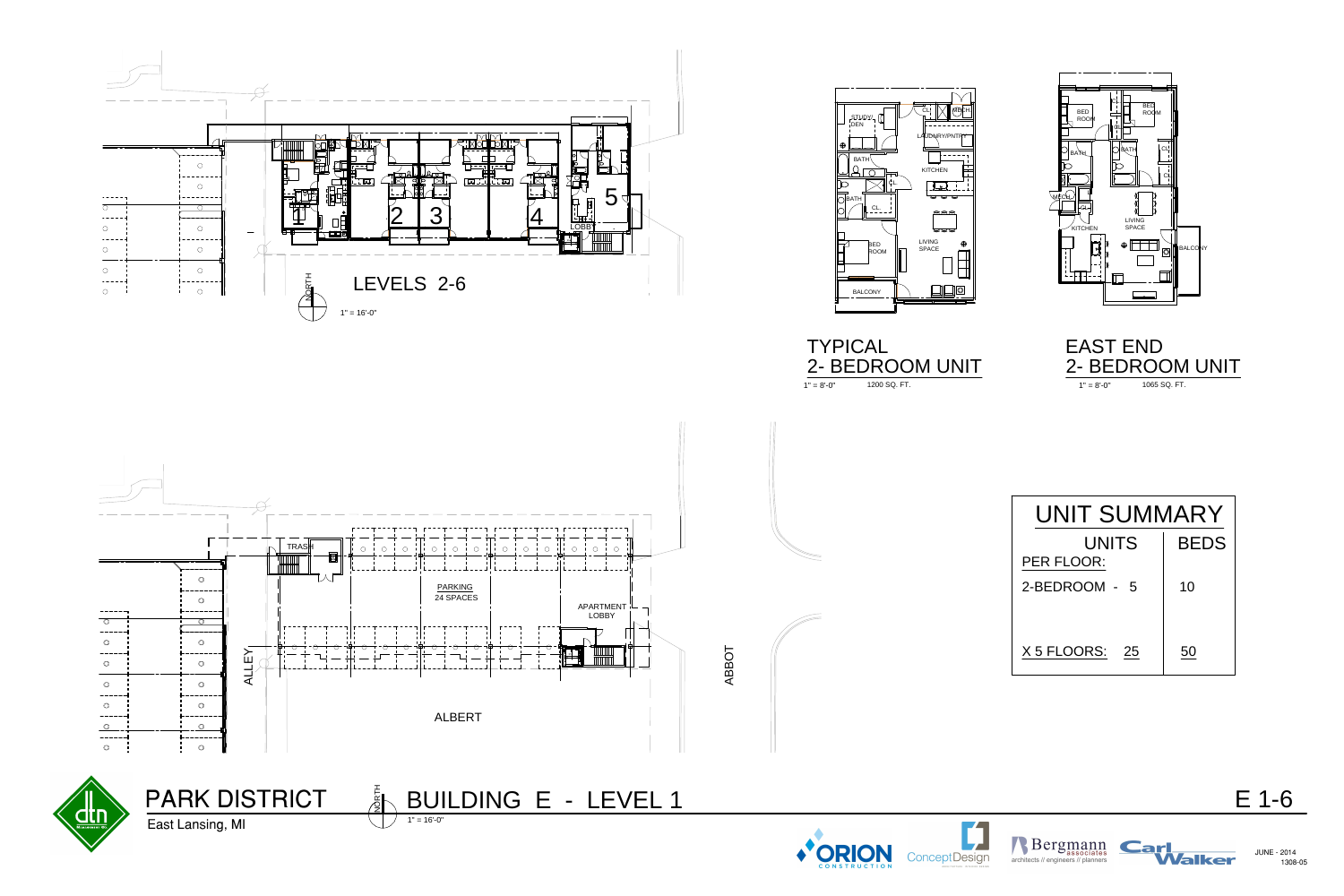LEVELS 2-6

1" = 16'-0"

TYPICAL 2- BEDROOM UNIT

1" = 8'-0" 1200 SQ. FT.

EAST END 2- BEDROOM UNIT

1" = 8'-0" 1065 SQ. FT.

| UNIT SUMMARY | |
|---|---|
| UNITS PER FLOOR: | BEDS |
| 2-BEDROOM - 5 | 10 |
| X 5 FLOORS: 25 | 50 |

# PARK DISTRICT

East Lansing, MI

# BUILDING E - LEVEL 1

1" = 16'-0"

E 1-6

JUNE - 2014

1308-05